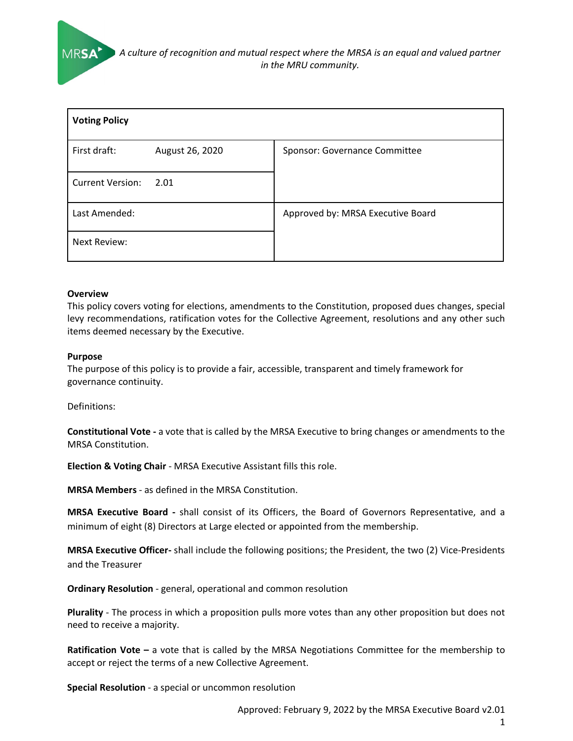*A culture of recognition and mutual respect where the MRSA is an equal and valued partner in the MRU community.*

| **Voting Policy** | | |
|---|---|---|
| First draft: | August 26, 2020 | Sponsor: Governance Committee |
| Current Version: | 2.01 | |
| Last Amended: | | Approved by: MRSA Executive Board |
| Next Review: | | |

**Overview**
This policy covers voting for elections, amendments to the Constitution, proposed dues changes, special levy recommendations, ratification votes for the Collective Agreement, resolutions and any other such items deemed necessary by the Executive.

**Purpose**
The purpose of this policy is to provide a fair, accessible, transparent and timely framework for governance continuity.

Definitions:

**Constitutional Vote -** a vote that is called by the MRSA Executive to bring changes or amendments to the MRSA Constitution.

**Election & Voting Chair** - MRSA Executive Assistant fills this role.

**MRSA Members** - as defined in the MRSA Constitution.

**MRSA Executive Board -** shall consist of its Officers, the Board of Governors Representative, and a minimum of eight (8) Directors at Large elected or appointed from the membership.

**MRSA Executive Officer-** shall include the following positions; the President, the two (2) Vice-Presidents and the Treasurer

**Ordinary Resolution** - general, operational and common resolution

**Plurality** - The process in which a proposition pulls more votes than any other proposition but does not need to receive a majority.

**Ratification Vote –** a vote that is called by the MRSA Negotiations Committee for the membership to accept or reject the terms of a new Collective Agreement.

**Special Resolution** - a special or uncommon resolution

Approved: February 9, 2022 by the MRSA Executive Board v2.01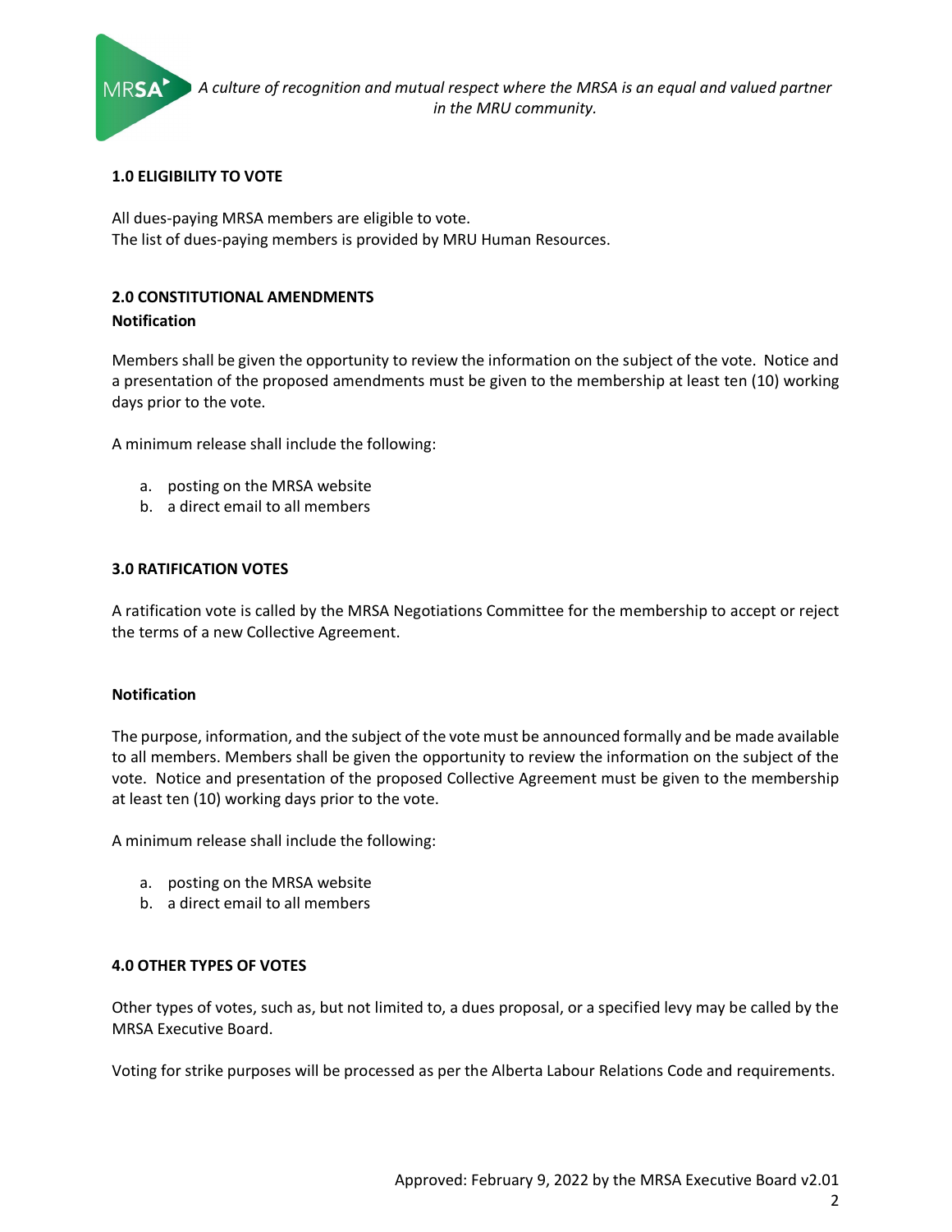## 1.0 ELIGIBILITY TO VOTE

All dues-paying MRSA members are eligible to vote.
The list of dues-paying members is provided by MRU Human Resources.

## 2.0 CONSTITUTIONAL AMENDMENTS

**Notification**

Members shall be given the opportunity to review the information on the subject of the vote. Notice and a presentation of the proposed amendments must be given to the membership at least ten (10) working days prior to the vote.

A minimum release shall include the following:

a. posting on the MRSA website
b. a direct email to all members

## 3.0 RATIFICATION VOTES

A ratification vote is called by the MRSA Negotiations Committee for the membership to accept or reject the terms of a new Collective Agreement.

**Notification**

The purpose, information, and the subject of the vote must be announced formally and be made available to all members. Members shall be given the opportunity to review the information on the subject of the vote. Notice and presentation of the proposed Collective Agreement must be given to the membership at least ten (10) working days prior to the vote.

A minimum release shall include the following:

a. posting on the MRSA website
b. a direct email to all members

## 4.0 OTHER TYPES OF VOTES

Other types of votes, such as, but not limited to, a dues proposal, or a specified levy may be called by the MRSA Executive Board.

Voting for strike purposes will be processed as per the Alberta Labour Relations Code and requirements.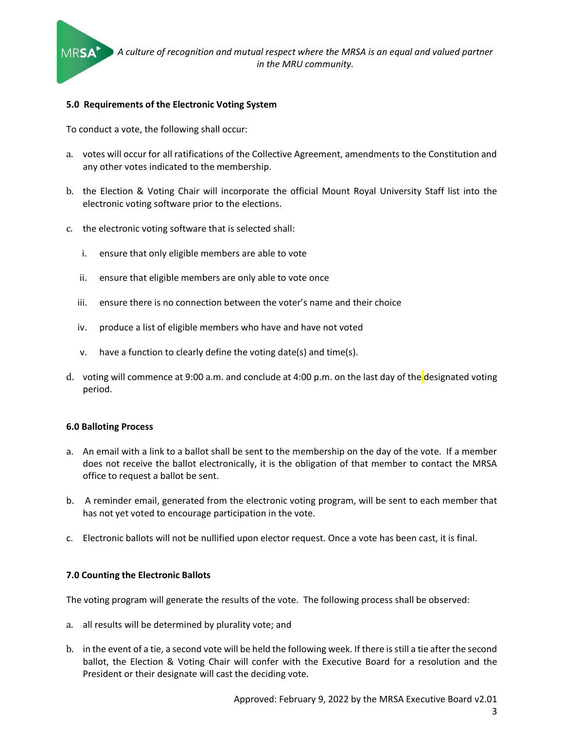### 5.0 Requirements of the Electronic Voting System

To conduct a vote, the following shall occur:

a. votes will occur for all ratifications of the Collective Agreement, amendments to the Constitution and any other votes indicated to the membership.

b. the Election & Voting Chair will incorporate the official Mount Royal University Staff list into the electronic voting software prior to the elections.

c. the electronic voting software that is selected shall:

   i. ensure that only eligible members are able to vote

   ii. ensure that eligible members are only able to vote once

   iii. ensure there is no connection between the voter's name and their choice

   iv. produce a list of eligible members who have and have not voted

   v. have a function to clearly define the voting date(s) and time(s).

d. voting will commence at 9:00 a.m. and conclude at 4:00 p.m. on the last day of the designated voting period.

### 6.0 Balloting Process

a. An email with a link to a ballot shall be sent to the membership on the day of the vote. If a member does not receive the ballot electronically, it is the obligation of that member to contact the MRSA office to request a ballot be sent.

b. A reminder email, generated from the electronic voting program, will be sent to each member that has not yet voted to encourage participation in the vote.

c. Electronic ballots will not be nullified upon elector request. Once a vote has been cast, it is final.

### 7.0 Counting the Electronic Ballots

The voting program will generate the results of the vote. The following process shall be observed:

a. all results will be determined by plurality vote; and

b. in the event of a tie, a second vote will be held the following week. If there is still a tie after the second ballot, the Election & Voting Chair will confer with the Executive Board for a resolution and the President or their designate will cast the deciding vote.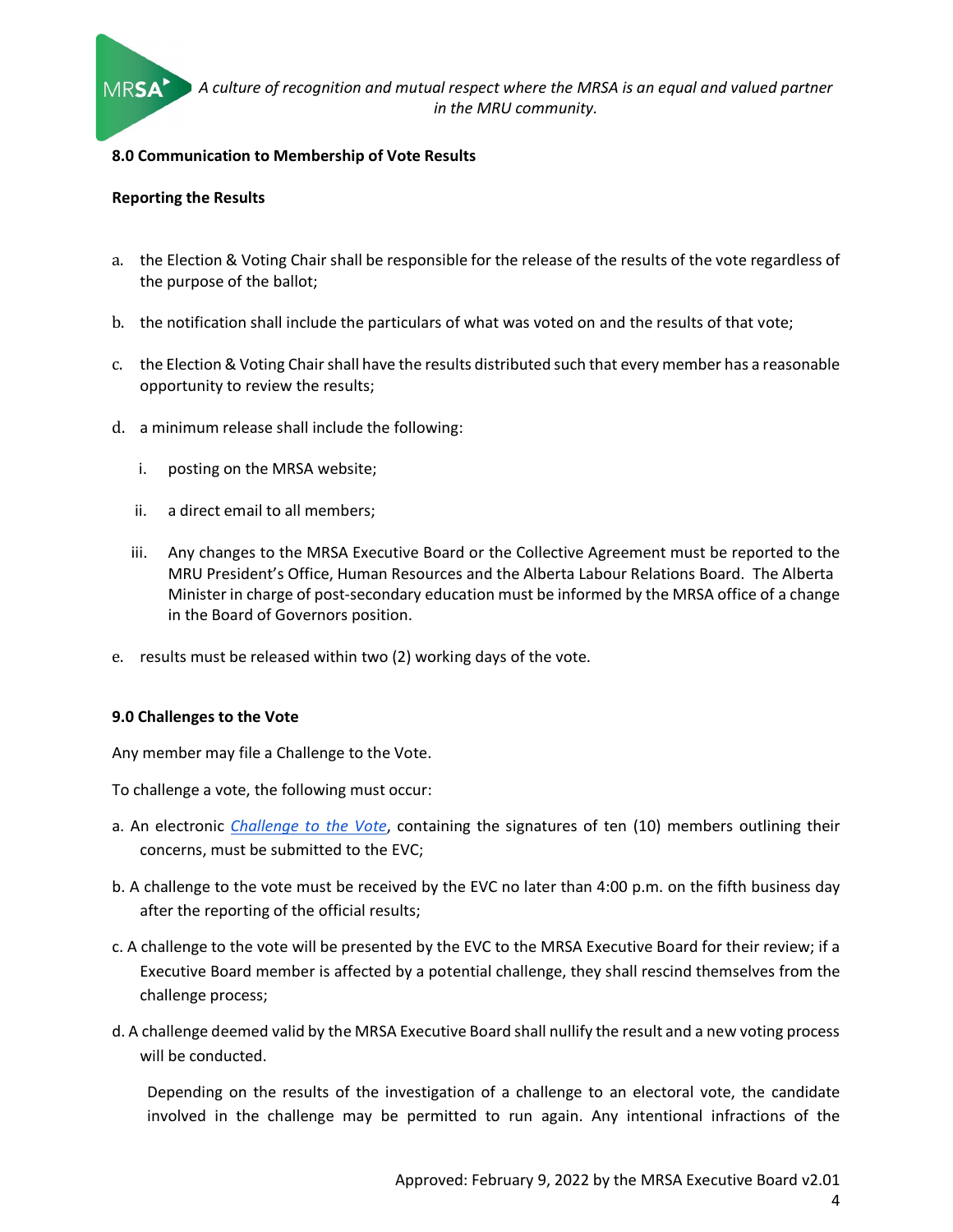**8.0 Communication to Membership of Vote Results**

**Reporting the Results**

a. the Election & Voting Chair shall be responsible for the release of the results of the vote regardless of the purpose of the ballot;

b. the notification shall include the particulars of what was voted on and the results of that vote;

c. the Election & Voting Chair shall have the results distributed such that every member has a reasonable opportunity to review the results;

d. a minimum release shall include the following:

   i. posting on the MRSA website;

   ii. a direct email to all members;

   iii. Any changes to the MRSA Executive Board or the Collective Agreement must be reported to the MRU President's Office, Human Resources and the Alberta Labour Relations Board. The Alberta Minister in charge of post-secondary education must be informed by the MRSA office of a change in the Board of Governors position.

e. results must be released within two (2) working days of the vote.

**9.0 Challenges to the Vote**

Any member may file a Challenge to the Vote.

To challenge a vote, the following must occur:

a. An electronic *Challenge to the Vote*, containing the signatures of ten (10) members outlining their concerns, must be submitted to the EVC;

b. A challenge to the vote must be received by the EVC no later than 4:00 p.m. on the fifth business day after the reporting of the official results;

c. A challenge to the vote will be presented by the EVC to the MRSA Executive Board for their review; if a Executive Board member is affected by a potential challenge, they shall rescind themselves from the challenge process;

d. A challenge deemed valid by the MRSA Executive Board shall nullify the result and a new voting process will be conducted.

Depending on the results of the investigation of a challenge to an electoral vote, the candidate involved in the challenge may be permitted to run again. Any intentional infractions of the

Approved: February 9, 2022 by the MRSA Executive Board v2.01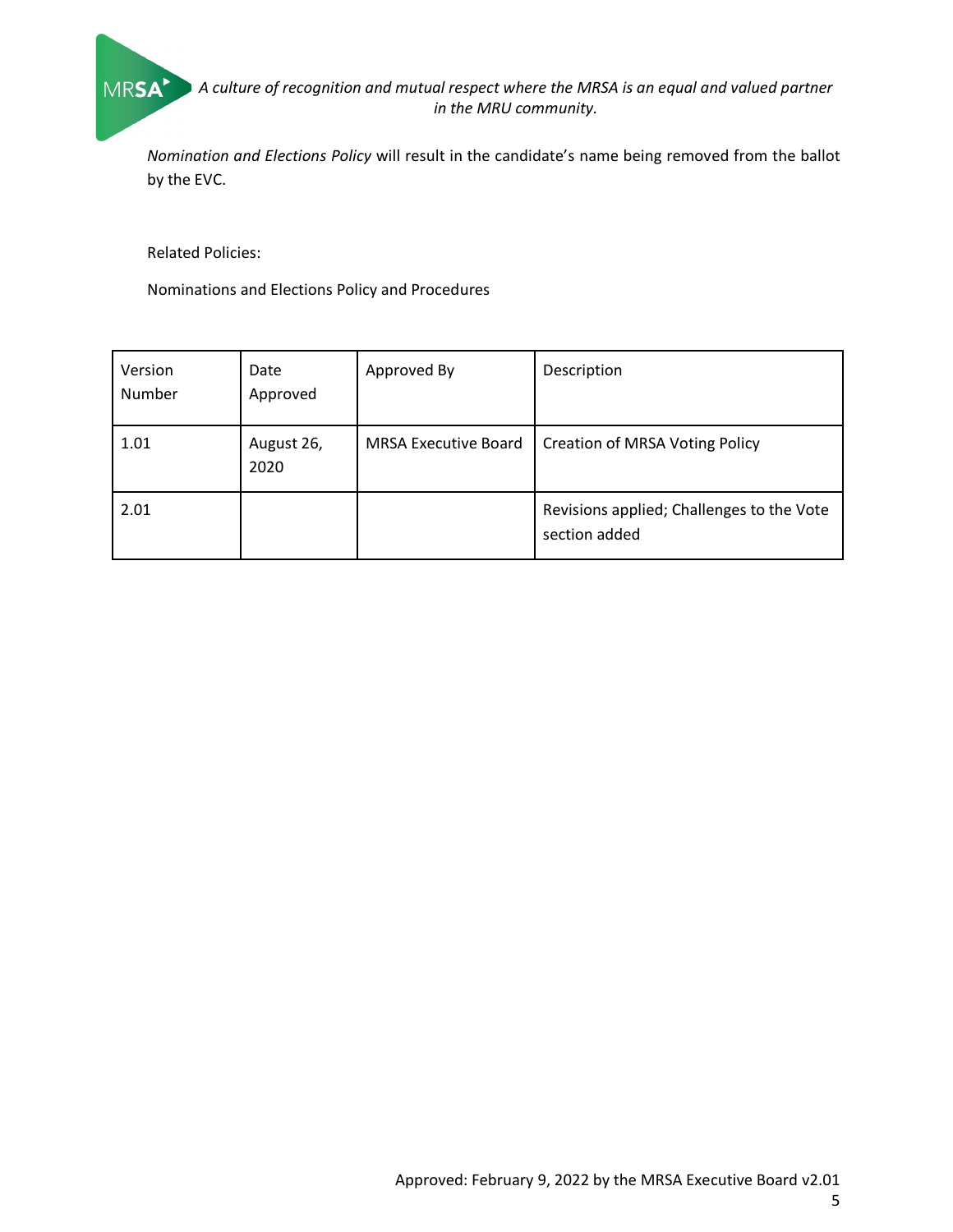*Nomination and Elections Policy* will result in the candidate's name being removed from the ballot by the EVC.

Related Policies:

Nominations and Elections Policy and Procedures

| Version Number | Date Approved | Approved By | Description |
|---|---|---|---|
| 1.01 | August 26, 2020 | MRSA Executive Board | Creation of MRSA Voting Policy |
| 2.01 | | | Revisions applied; Challenges to the Vote section added |